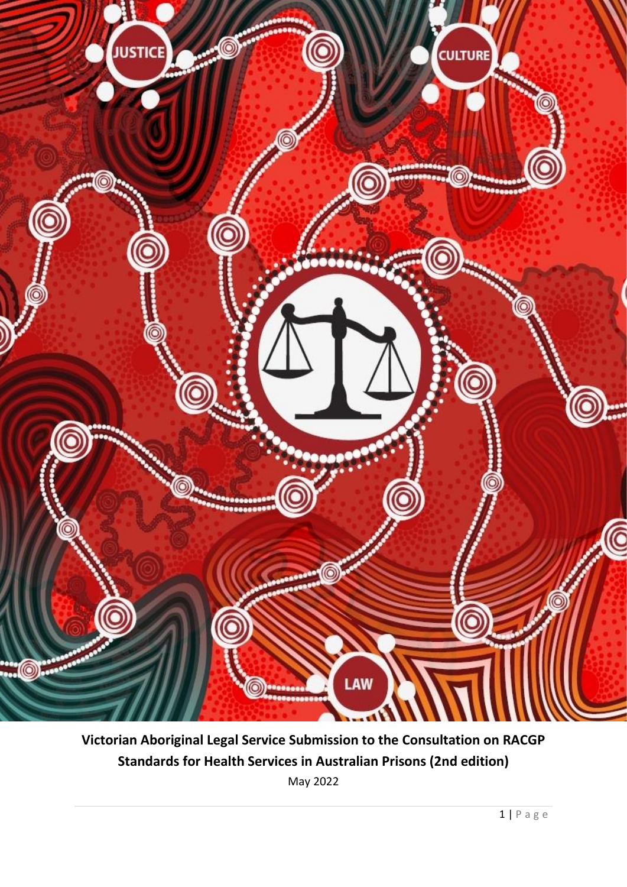**Victorian Aboriginal Legal Service Submission to the Consultation on RACGP Standards for Health Services in Australian Prisons (2nd edition)**

May 2022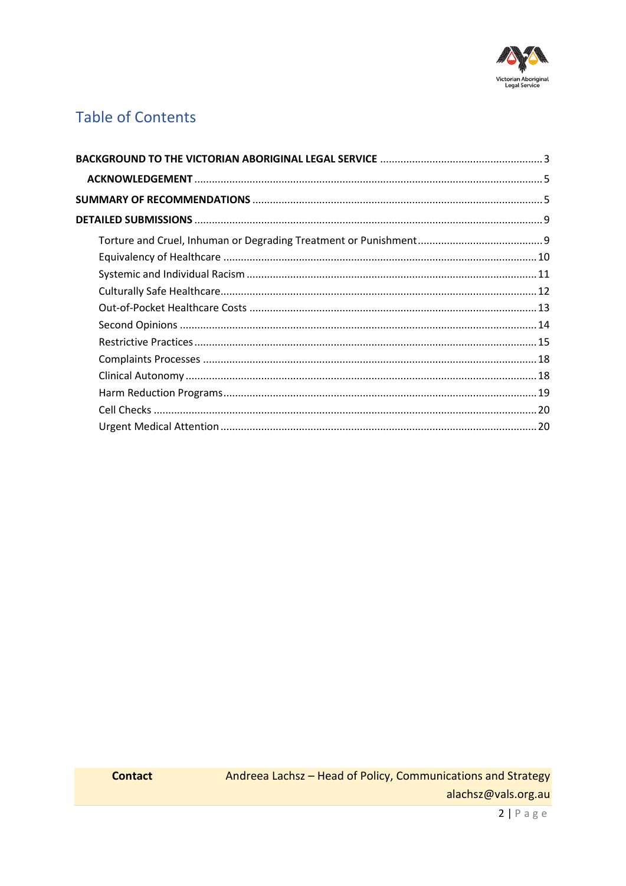# Table of Contents

**BACKGROUND TO THE VICTORIAN ABORIGINAL LEGAL SERVICE** ........................................................ 3

**ACKNOWLEDGEMENT** ........................................................................................................ 5

**SUMMARY OF RECOMMENDATIONS** ................................................................................... 5

**DETAILED SUBMISSIONS** ....................................................................................................... 9

- Torture and Cruel, Inhuman or Degrading Treatment or Punishment ........................................... 9
- Equivalency of Healthcare ........................................................................................... 10
- Systemic and Individual Racism .................................................................................. 11
- Culturally Safe Healthcare ........................................................................................... 12
- Out-of-Pocket Healthcare Costs .................................................................................. 13
- Second Opinions .......................................................................................................... 14
- Restrictive Practices ..................................................................................................... 15
- Complaints Processes .................................................................................................. 18
- Clinical Autonomy ........................................................................................................ 18
- Harm Reduction Programs ........................................................................................... 19
- Cell Checks ................................................................................................................... 20
- Urgent Medical Attention ............................................................................................. 20

| **Contact** | Andreea Lachsz – Head of Policy, Communications and Strategy<br>alachsz@vals.org.au |
|---|---|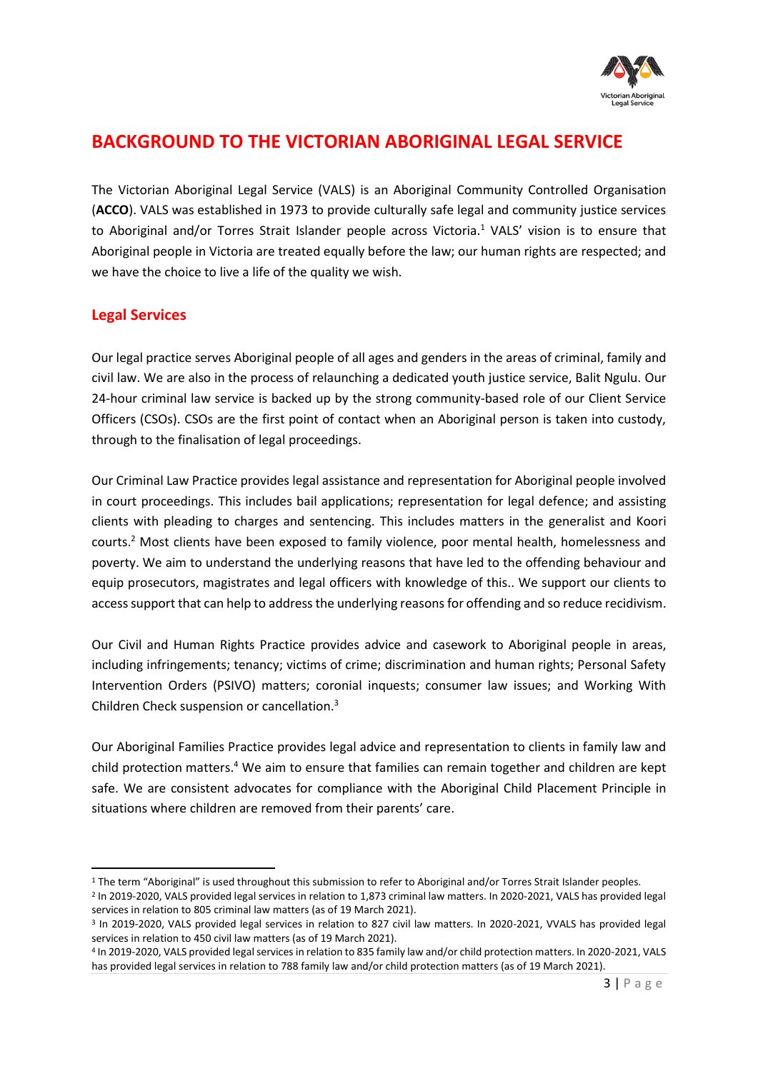# BACKGROUND TO THE VICTORIAN ABORIGINAL LEGAL SERVICE

The Victorian Aboriginal Legal Service (VALS) is an Aboriginal Community Controlled Organisation (**ACCO**). VALS was established in 1973 to provide culturally safe legal and community justice services to Aboriginal and/or Torres Strait Islander people across Victoria.[1] VALS' vision is to ensure that Aboriginal people in Victoria are treated equally before the law; our human rights are respected; and we have the choice to live a life of the quality we wish.

## Legal Services

Our legal practice serves Aboriginal people of all ages and genders in the areas of criminal, family and civil law. We are also in the process of relaunching a dedicated youth justice service, Balit Ngulu. Our 24-hour criminal law service is backed up by the strong community-based role of our Client Service Officers (CSOs). CSOs are the first point of contact when an Aboriginal person is taken into custody, through to the finalisation of legal proceedings.

Our Criminal Law Practice provides legal assistance and representation for Aboriginal people involved in court proceedings. This includes bail applications; representation for legal defence; and assisting clients with pleading to charges and sentencing. This includes matters in the generalist and Koori courts.[2] Most clients have been exposed to family violence, poor mental health, homelessness and poverty. We aim to understand the underlying reasons that have led to the offending behaviour and equip prosecutors, magistrates and legal officers with knowledge of this.. We support our clients to access support that can help to address the underlying reasons for offending and so reduce recidivism.

Our Civil and Human Rights Practice provides advice and casework to Aboriginal people in areas, including infringements; tenancy; victims of crime; discrimination and human rights; Personal Safety Intervention Orders (PSIVO) matters; coronial inquests; consumer law issues; and Working With Children Check suspension or cancellation.[3]

Our Aboriginal Families Practice provides legal advice and representation to clients in family law and child protection matters.[4] We aim to ensure that families can remain together and children are kept safe. We are consistent advocates for compliance with the Aboriginal Child Placement Principle in situations where children are removed from their parents' care.

---

[1] The term "Aboriginal" is used throughout this submission to refer to Aboriginal and/or Torres Strait Islander peoples.

[2] In 2019-2020, VALS provided legal services in relation to 1,873 criminal law matters. In 2020-2021, VALS has provided legal services in relation to 805 criminal law matters (as of 19 March 2021).

[3] In 2019-2020, VALS provided legal services in relation to 827 civil law matters. In 2020-2021, VVALS has provided legal services in relation to 450 civil law matters (as of 19 March 2021).

[4] In 2019-2020, VALS provided legal services in relation to 835 family law and/or child protection matters. In 2020-2021, VALS has provided legal services in relation to 788 family law and/or child protection matters (as of 19 March 2021).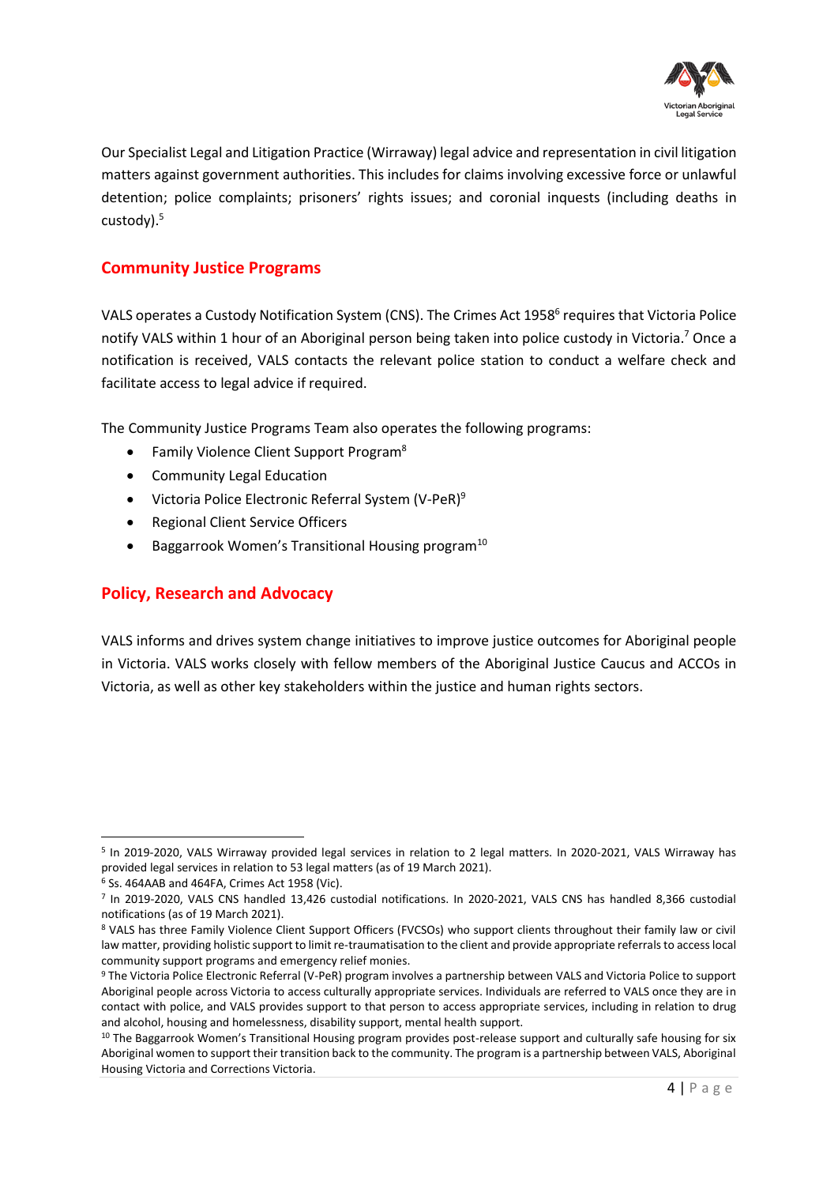Our Specialist Legal and Litigation Practice (Wirraway) legal advice and representation in civil litigation matters against government authorities. This includes for claims involving excessive force or unlawful detention; police complaints; prisoners' rights issues; and coronial inquests (including deaths in custody).[5]

## Community Justice Programs

VALS operates a Custody Notification System (CNS). The Crimes Act 1958[6] requires that Victoria Police notify VALS within 1 hour of an Aboriginal person being taken into police custody in Victoria.[7] Once a notification is received, VALS contacts the relevant police station to conduct a welfare check and facilitate access to legal advice if required.

The Community Justice Programs Team also operates the following programs:

- Family Violence Client Support Program[8]
- Community Legal Education
- Victoria Police Electronic Referral System (V-PeR)[9]
- Regional Client Service Officers
- Baggarrook Women's Transitional Housing program[10]

## Policy, Research and Advocacy

VALS informs and drives system change initiatives to improve justice outcomes for Aboriginal people in Victoria. VALS works closely with fellow members of the Aboriginal Justice Caucus and ACCOs in Victoria, as well as other key stakeholders within the justice and human rights sectors.

---

[5] In 2019-2020, VALS Wirraway provided legal services in relation to 2 legal matters. In 2020-2021, VALS Wirraway has provided legal services in relation to 53 legal matters (as of 19 March 2021).

[6] Ss. 464AAB and 464FA, Crimes Act 1958 (Vic).

[7] In 2019-2020, VALS CNS handled 13,426 custodial notifications. In 2020-2021, VALS CNS has handled 8,366 custodial notifications (as of 19 March 2021).

[8] VALS has three Family Violence Client Support Officers (FVCSOs) who support clients throughout their family law or civil law matter, providing holistic support to limit re-traumatisation to the client and provide appropriate referrals to access local community support programs and emergency relief monies.

[9] The Victoria Police Electronic Referral (V-PeR) program involves a partnership between VALS and Victoria Police to support Aboriginal people across Victoria to access culturally appropriate services. Individuals are referred to VALS once they are in contact with police, and VALS provides support to that person to access appropriate services, including in relation to drug and alcohol, housing and homelessness, disability support, mental health support.

[10] The Baggarrook Women's Transitional Housing program provides post-release support and culturally safe housing for six Aboriginal women to support their transition back to the community. The program is a partnership between VALS, Aboriginal Housing Victoria and Corrections Victoria.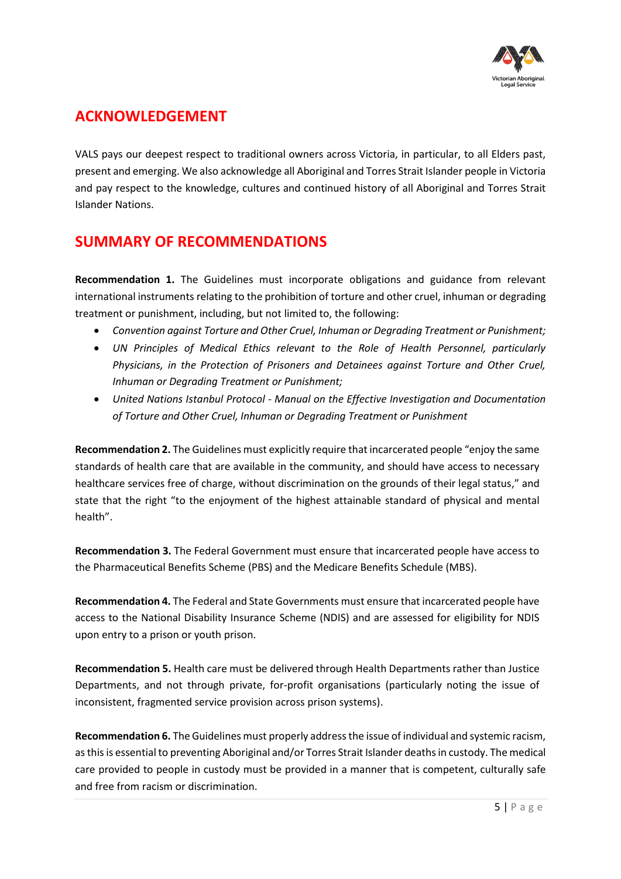## ACKNOWLEDGEMENT

VALS pays our deepest respect to traditional owners across Victoria, in particular, to all Elders past, present and emerging. We also acknowledge all Aboriginal and Torres Strait Islander people in Victoria and pay respect to the knowledge, cultures and continued history of all Aboriginal and Torres Strait Islander Nations.

## SUMMARY OF RECOMMENDATIONS

**Recommendation 1.** The Guidelines must incorporate obligations and guidance from relevant international instruments relating to the prohibition of torture and other cruel, inhuman or degrading treatment or punishment, including, but not limited to, the following:

- *Convention against Torture and Other Cruel, Inhuman or Degrading Treatment or Punishment;*
- *UN Principles of Medical Ethics relevant to the Role of Health Personnel, particularly Physicians, in the Protection of Prisoners and Detainees against Torture and Other Cruel, Inhuman or Degrading Treatment or Punishment;*
- *United Nations Istanbul Protocol - Manual on the Effective Investigation and Documentation of Torture and Other Cruel, Inhuman or Degrading Treatment or Punishment*

**Recommendation 2.** The Guidelines must explicitly require that incarcerated people "enjoy the same standards of health care that are available in the community, and should have access to necessary healthcare services free of charge, without discrimination on the grounds of their legal status," and state that the right "to the enjoyment of the highest attainable standard of physical and mental health".

**Recommendation 3.** The Federal Government must ensure that incarcerated people have access to the Pharmaceutical Benefits Scheme (PBS) and the Medicare Benefits Schedule (MBS).

**Recommendation 4.** The Federal and State Governments must ensure that incarcerated people have access to the National Disability Insurance Scheme (NDIS) and are assessed for eligibility for NDIS upon entry to a prison or youth prison.

**Recommendation 5.** Health care must be delivered through Health Departments rather than Justice Departments, and not through private, for-profit organisations (particularly noting the issue of inconsistent, fragmented service provision across prison systems).

**Recommendation 6.** The Guidelines must properly address the issue of individual and systemic racism, as this is essential to preventing Aboriginal and/or Torres Strait Islander deaths in custody. The medical care provided to people in custody must be provided in a manner that is competent, culturally safe and free from racism or discrimination.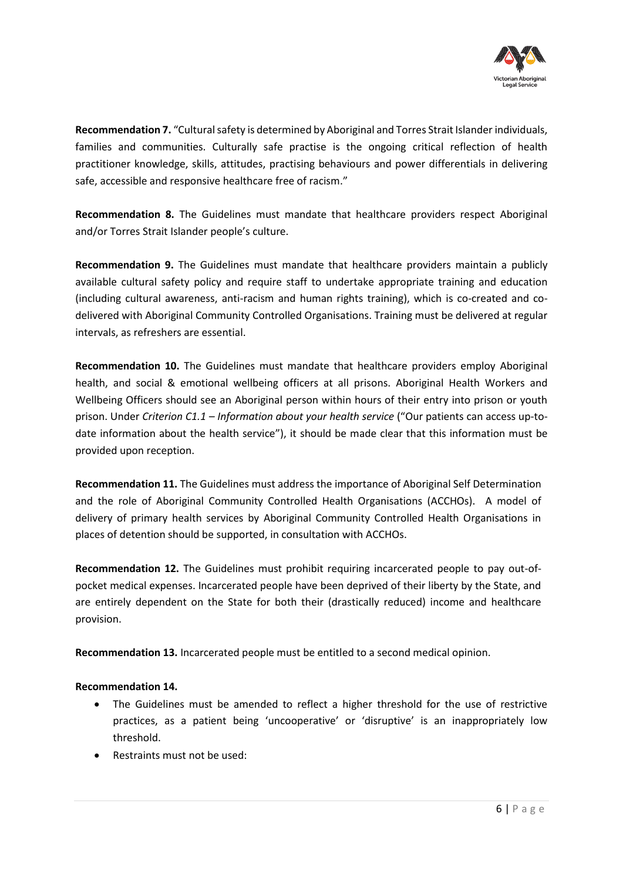**Recommendation 7.** "Cultural safety is determined by Aboriginal and Torres Strait Islander individuals, families and communities. Culturally safe practise is the ongoing critical reflection of health practitioner knowledge, skills, attitudes, practising behaviours and power differentials in delivering safe, accessible and responsive healthcare free of racism."

**Recommendation 8.** The Guidelines must mandate that healthcare providers respect Aboriginal and/or Torres Strait Islander people's culture.

**Recommendation 9.** The Guidelines must mandate that healthcare providers maintain a publicly available cultural safety policy and require staff to undertake appropriate training and education (including cultural awareness, anti-racism and human rights training), which is co-created and co-delivered with Aboriginal Community Controlled Organisations. Training must be delivered at regular intervals, as refreshers are essential.

**Recommendation 10.** The Guidelines must mandate that healthcare providers employ Aboriginal health, and social & emotional wellbeing officers at all prisons. Aboriginal Health Workers and Wellbeing Officers should see an Aboriginal person within hours of their entry into prison or youth prison. Under *Criterion C1.1 – Information about your health service* ("Our patients can access up-to-date information about the health service"), it should be made clear that this information must be provided upon reception.

**Recommendation 11.** The Guidelines must address the importance of Aboriginal Self Determination and the role of Aboriginal Community Controlled Health Organisations (ACCHOs). A model of delivery of primary health services by Aboriginal Community Controlled Health Organisations in places of detention should be supported, in consultation with ACCHOs.

**Recommendation 12.** The Guidelines must prohibit requiring incarcerated people to pay out-of-pocket medical expenses. Incarcerated people have been deprived of their liberty by the State, and are entirely dependent on the State for both their (drastically reduced) income and healthcare provision.

**Recommendation 13.** Incarcerated people must be entitled to a second medical opinion.

**Recommendation 14.**

- The Guidelines must be amended to reflect a higher threshold for the use of restrictive practices, as a patient being 'uncooperative' or 'disruptive' is an inappropriately low threshold.
- Restraints must not be used: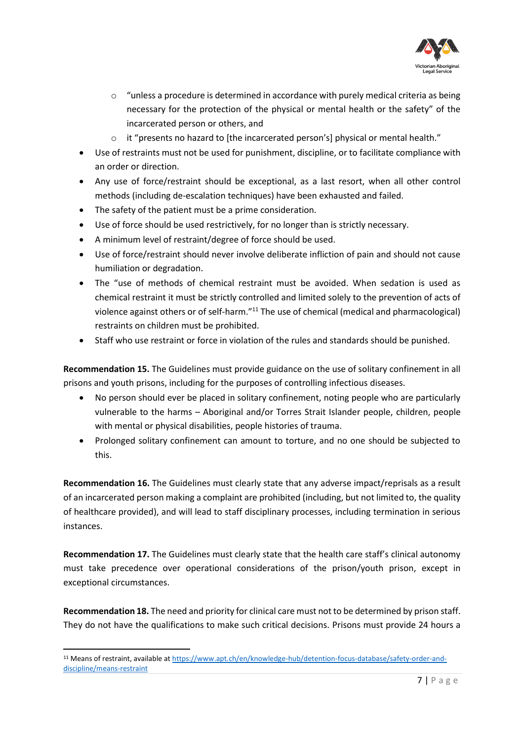- "unless a procedure is determined in accordance with purely medical criteria as being necessary for the protection of the physical or mental health or the safety" of the incarcerated person or others, and
  - it "presents no hazard to [the incarcerated person's] physical or mental health."
- Use of restraints must not be used for punishment, discipline, or to facilitate compliance with an order or direction.
- Any use of force/restraint should be exceptional, as a last resort, when all other control methods (including de-escalation techniques) have been exhausted and failed.
- The safety of the patient must be a prime consideration.
- Use of force should be used restrictively, for no longer than is strictly necessary.
- A minimum level of restraint/degree of force should be used.
- Use of force/restraint should never involve deliberate infliction of pain and should not cause humiliation or degradation.
- The "use of methods of chemical restraint must be avoided. When sedation is used as chemical restraint it must be strictly controlled and limited solely to the prevention of acts of violence against others or of self-harm."[11] The use of chemical (medical and pharmacological) restraints on children must be prohibited.
- Staff who use restraint or force in violation of the rules and standards should be punished.

**Recommendation 15.** The Guidelines must provide guidance on the use of solitary confinement in all prisons and youth prisons, including for the purposes of controlling infectious diseases.

- No person should ever be placed in solitary confinement, noting people who are particularly vulnerable to the harms – Aboriginal and/or Torres Strait Islander people, children, people with mental or physical disabilities, people histories of trauma.
- Prolonged solitary confinement can amount to torture, and no one should be subjected to this.

**Recommendation 16.** The Guidelines must clearly state that any adverse impact/reprisals as a result of an incarcerated person making a complaint are prohibited (including, but not limited to, the quality of healthcare provided), and will lead to staff disciplinary processes, including termination in serious instances.

**Recommendation 17.** The Guidelines must clearly state that the health care staff's clinical autonomy must take precedence over operational considerations of the prison/youth prison, except in exceptional circumstances.

**Recommendation 18.** The need and priority for clinical care must not to be determined by prison staff. They do not have the qualifications to make such critical decisions. Prisons must provide 24 hours a

---

[11] Means of restraint, available at https://www.apt.ch/en/knowledge-hub/detention-focus-database/safety-order-and-discipline/means-restraint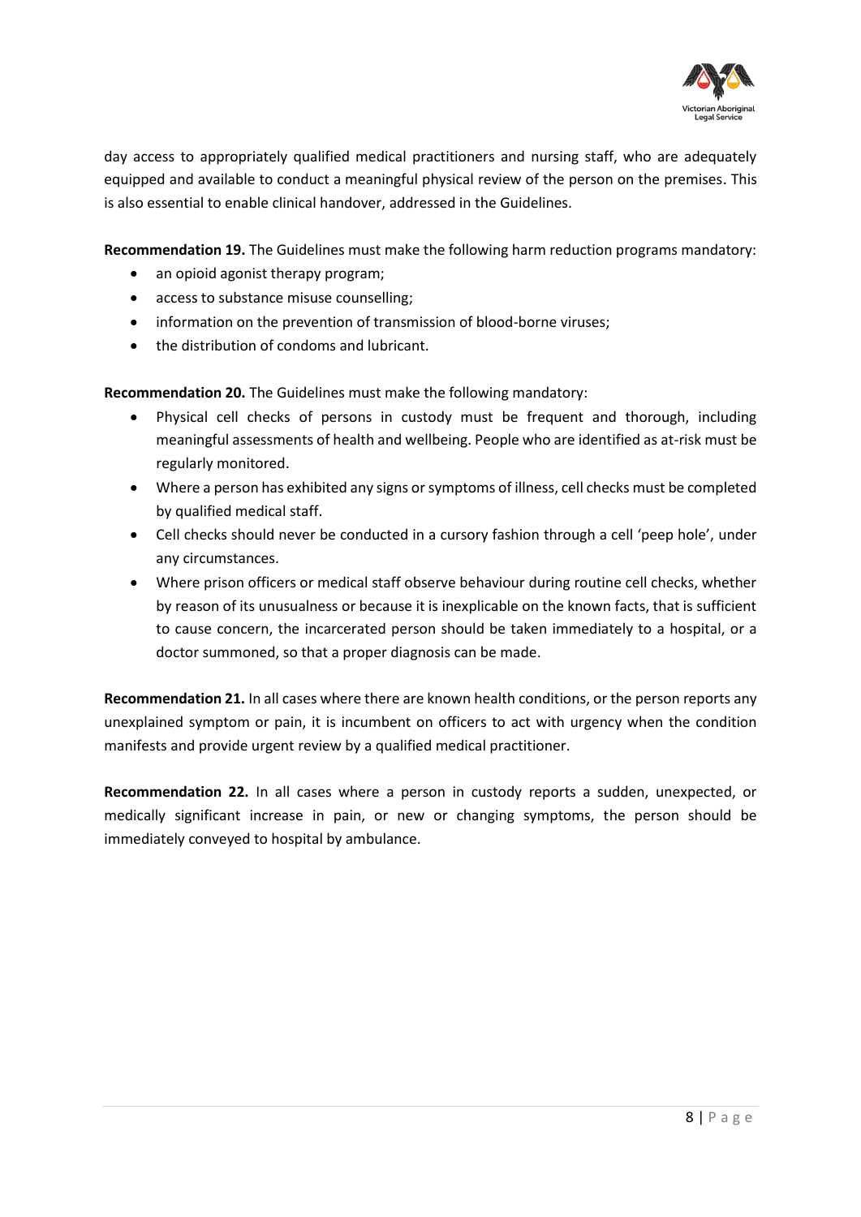day access to appropriately qualified medical practitioners and nursing staff, who are adequately equipped and available to conduct a meaningful physical review of the person on the premises. This is also essential to enable clinical handover, addressed in the Guidelines.

**Recommendation 19.** The Guidelines must make the following harm reduction programs mandatory:

- an opioid agonist therapy program;
- access to substance misuse counselling;
- information on the prevention of transmission of blood-borne viruses;
- the distribution of condoms and lubricant.

**Recommendation 20.** The Guidelines must make the following mandatory:

- Physical cell checks of persons in custody must be frequent and thorough, including meaningful assessments of health and wellbeing. People who are identified as at-risk must be regularly monitored.
- Where a person has exhibited any signs or symptoms of illness, cell checks must be completed by qualified medical staff.
- Cell checks should never be conducted in a cursory fashion through a cell 'peep hole', under any circumstances.
- Where prison officers or medical staff observe behaviour during routine cell checks, whether by reason of its unusualness or because it is inexplicable on the known facts, that is sufficient to cause concern, the incarcerated person should be taken immediately to a hospital, or a doctor summoned, so that a proper diagnosis can be made.

**Recommendation 21.** In all cases where there are known health conditions, or the person reports any unexplained symptom or pain, it is incumbent on officers to act with urgency when the condition manifests and provide urgent review by a qualified medical practitioner.

**Recommendation 22.** In all cases where a person in custody reports a sudden, unexpected, or medically significant increase in pain, or new or changing symptoms, the person should be immediately conveyed to hospital by ambulance.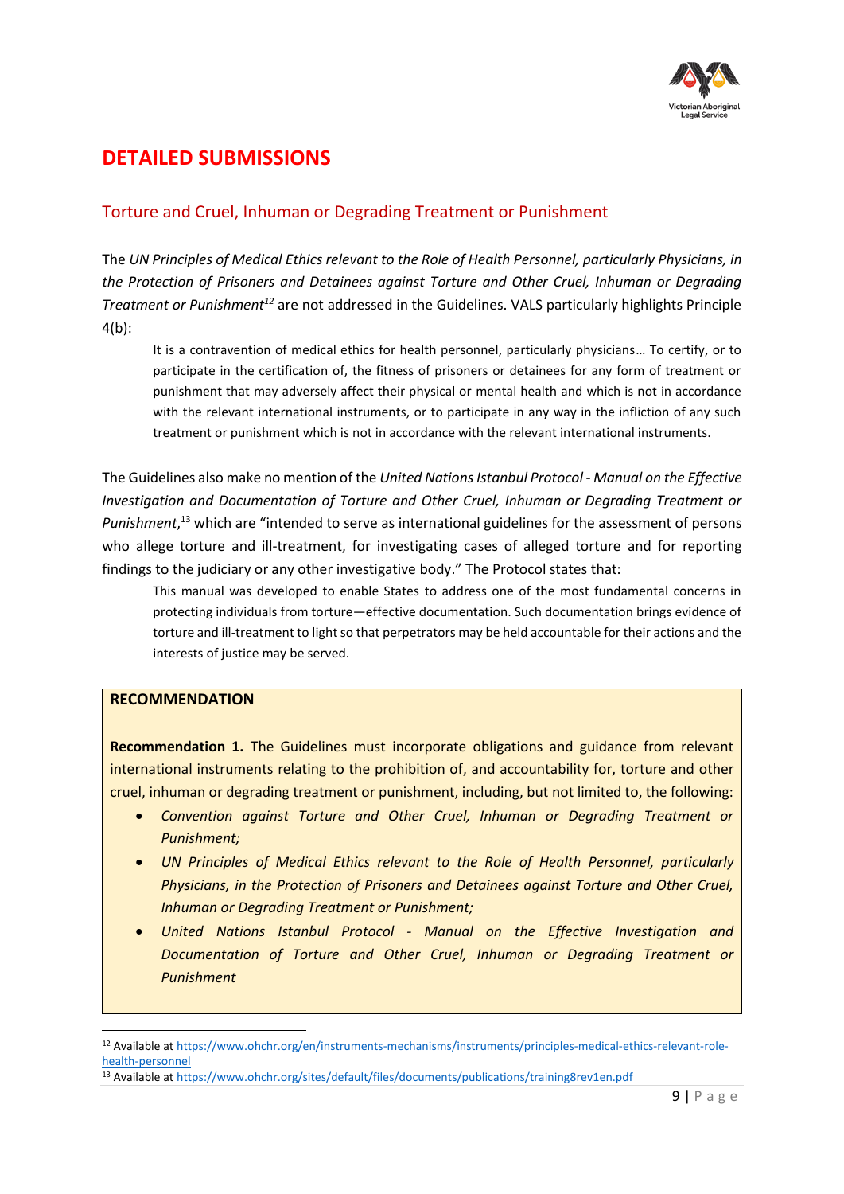# DETAILED SUBMISSIONS

## Torture and Cruel, Inhuman or Degrading Treatment or Punishment

The *UN Principles of Medical Ethics relevant to the Role of Health Personnel, particularly Physicians, in the Protection of Prisoners and Detainees against Torture and Other Cruel, Inhuman or Degrading Treatment or Punishment*[12] are not addressed in the Guidelines. VALS particularly highlights Principle 4(b):

> It is a contravention of medical ethics for health personnel, particularly physicians… To certify, or to participate in the certification of, the fitness of prisoners or detainees for any form of treatment or punishment that may adversely affect their physical or mental health and which is not in accordance with the relevant international instruments, or to participate in any way in the infliction of any such treatment or punishment which is not in accordance with the relevant international instruments.

The Guidelines also make no mention of the *United Nations Istanbul Protocol - Manual on the Effective Investigation and Documentation of Torture and Other Cruel, Inhuman or Degrading Treatment or Punishment*,[13] which are "intended to serve as international guidelines for the assessment of persons who allege torture and ill-treatment, for investigating cases of alleged torture and for reporting findings to the judiciary or any other investigative body." The Protocol states that:

> This manual was developed to enable States to address one of the most fundamental concerns in protecting individuals from torture—effective documentation. Such documentation brings evidence of torture and ill-treatment to light so that perpetrators may be held accountable for their actions and the interests of justice may be served.

**RECOMMENDATION**

**Recommendation 1.** The Guidelines must incorporate obligations and guidance from relevant international instruments relating to the prohibition of, and accountability for, torture and other cruel, inhuman or degrading treatment or punishment, including, but not limited to, the following:

- *Convention against Torture and Other Cruel, Inhuman or Degrading Treatment or Punishment;*
- *UN Principles of Medical Ethics relevant to the Role of Health Personnel, particularly Physicians, in the Protection of Prisoners and Detainees against Torture and Other Cruel, Inhuman or Degrading Treatment or Punishment;*
- *United Nations Istanbul Protocol - Manual on the Effective Investigation and Documentation of Torture and Other Cruel, Inhuman or Degrading Treatment or Punishment*

---

[12] Available at https://www.ohchr.org/en/instruments-mechanisms/instruments/principles-medical-ethics-relevant-role-health-personnel

[13] Available at https://www.ohchr.org/sites/default/files/documents/publications/training8rev1en.pdf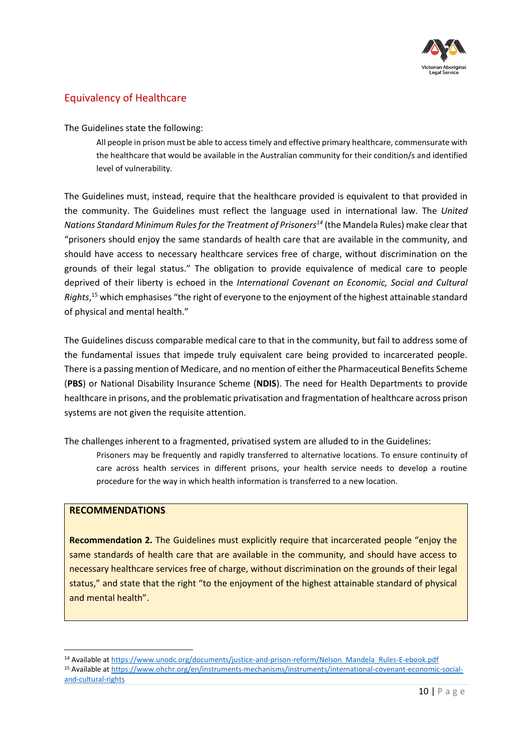## Equivalency of Healthcare

The Guidelines state the following:

> All people in prison must be able to access timely and effective primary healthcare, commensurate with the healthcare that would be available in the Australian community for their condition/s and identified level of vulnerability.

The Guidelines must, instead, require that the healthcare provided is equivalent to that provided in the community. The Guidelines must reflect the language used in international law. The *United Nations Standard Minimum Rules for the Treatment of Prisoners*[14] (the Mandela Rules) make clear that "prisoners should enjoy the same standards of health care that are available in the community, and should have access to necessary healthcare services free of charge, without discrimination on the grounds of their legal status." The obligation to provide equivalence of medical care to people deprived of their liberty is echoed in the *International Covenant on Economic, Social and Cultural Rights*,[15] which emphasises "the right of everyone to the enjoyment of the highest attainable standard of physical and mental health."

The Guidelines discuss comparable medical care to that in the community, but fail to address some of the fundamental issues that impede truly equivalent care being provided to incarcerated people. There is a passing mention of Medicare, and no mention of either the Pharmaceutical Benefits Scheme (**PBS**) or National Disability Insurance Scheme (**NDIS**). The need for Health Departments to provide healthcare in prisons, and the problematic privatisation and fragmentation of healthcare across prison systems are not given the requisite attention.

The challenges inherent to a fragmented, privatised system are alluded to in the Guidelines:

> Prisoners may be frequently and rapidly transferred to alternative locations. To ensure continuity of care across health services in different prisons, your health service needs to develop a routine procedure for the way in which health information is transferred to a new location.

**RECOMMENDATIONS**

**Recommendation 2.** The Guidelines must explicitly require that incarcerated people "enjoy the same standards of health care that are available in the community, and should have access to necessary healthcare services free of charge, without discrimination on the grounds of their legal status," and state that the right "to the enjoyment of the highest attainable standard of physical and mental health".

---

[14] Available at https://www.unodc.org/documents/justice-and-prison-reform/Nelson_Mandela_Rules-E-ebook.pdf

[15] Available at https://www.ohchr.org/en/instruments-mechanisms/instruments/international-covenant-economic-social-and-cultural-rights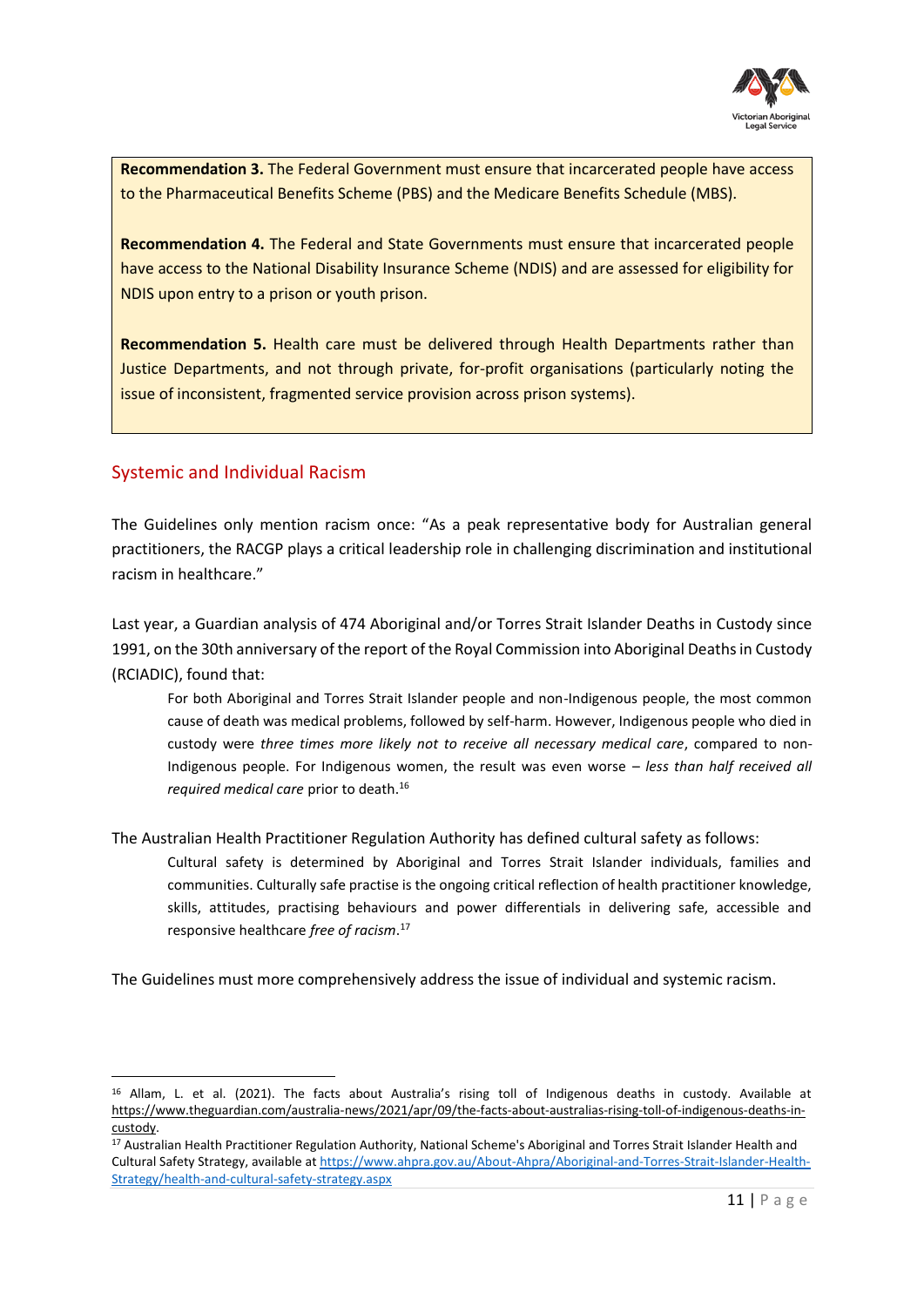**Recommendation 3.** The Federal Government must ensure that incarcerated people have access to the Pharmaceutical Benefits Scheme (PBS) and the Medicare Benefits Schedule (MBS).

**Recommendation 4.** The Federal and State Governments must ensure that incarcerated people have access to the National Disability Insurance Scheme (NDIS) and are assessed for eligibility for NDIS upon entry to a prison or youth prison.

**Recommendation 5.** Health care must be delivered through Health Departments rather than Justice Departments, and not through private, for-profit organisations (particularly noting the issue of inconsistent, fragmented service provision across prison systems).

## Systemic and Individual Racism

The Guidelines only mention racism once: "As a peak representative body for Australian general practitioners, the RACGP plays a critical leadership role in challenging discrimination and institutional racism in healthcare."

Last year, a Guardian analysis of 474 Aboriginal and/or Torres Strait Islander Deaths in Custody since 1991, on the 30th anniversary of the report of the Royal Commission into Aboriginal Deaths in Custody (RCIADIC), found that:

> For both Aboriginal and Torres Strait Islander people and non-Indigenous people, the most common cause of death was medical problems, followed by self-harm. However, Indigenous people who died in custody were *three times more likely not to receive all necessary medical care*, compared to non-Indigenous people. For Indigenous women, the result was even worse – *less than half received all required medical care* prior to death.[16]

The Australian Health Practitioner Regulation Authority has defined cultural safety as follows:

> Cultural safety is determined by Aboriginal and Torres Strait Islander individuals, families and communities. Culturally safe practise is the ongoing critical reflection of health practitioner knowledge, skills, attitudes, practising behaviours and power differentials in delivering safe, accessible and responsive healthcare *free of racism*.[17]

The Guidelines must more comprehensively address the issue of individual and systemic racism.

---

[16] Allam, L. et al. (2021). The facts about Australia's rising toll of Indigenous deaths in custody. Available at https://www.theguardian.com/australia-news/2021/apr/09/the-facts-about-australias-rising-toll-of-indigenous-deaths-in-custody.

[17] Australian Health Practitioner Regulation Authority, National Scheme's Aboriginal and Torres Strait Islander Health and Cultural Safety Strategy, available at https://www.ahpra.gov.au/About-Ahpra/Aboriginal-and-Torres-Strait-Islander-Health-Strategy/health-and-cultural-safety-strategy.aspx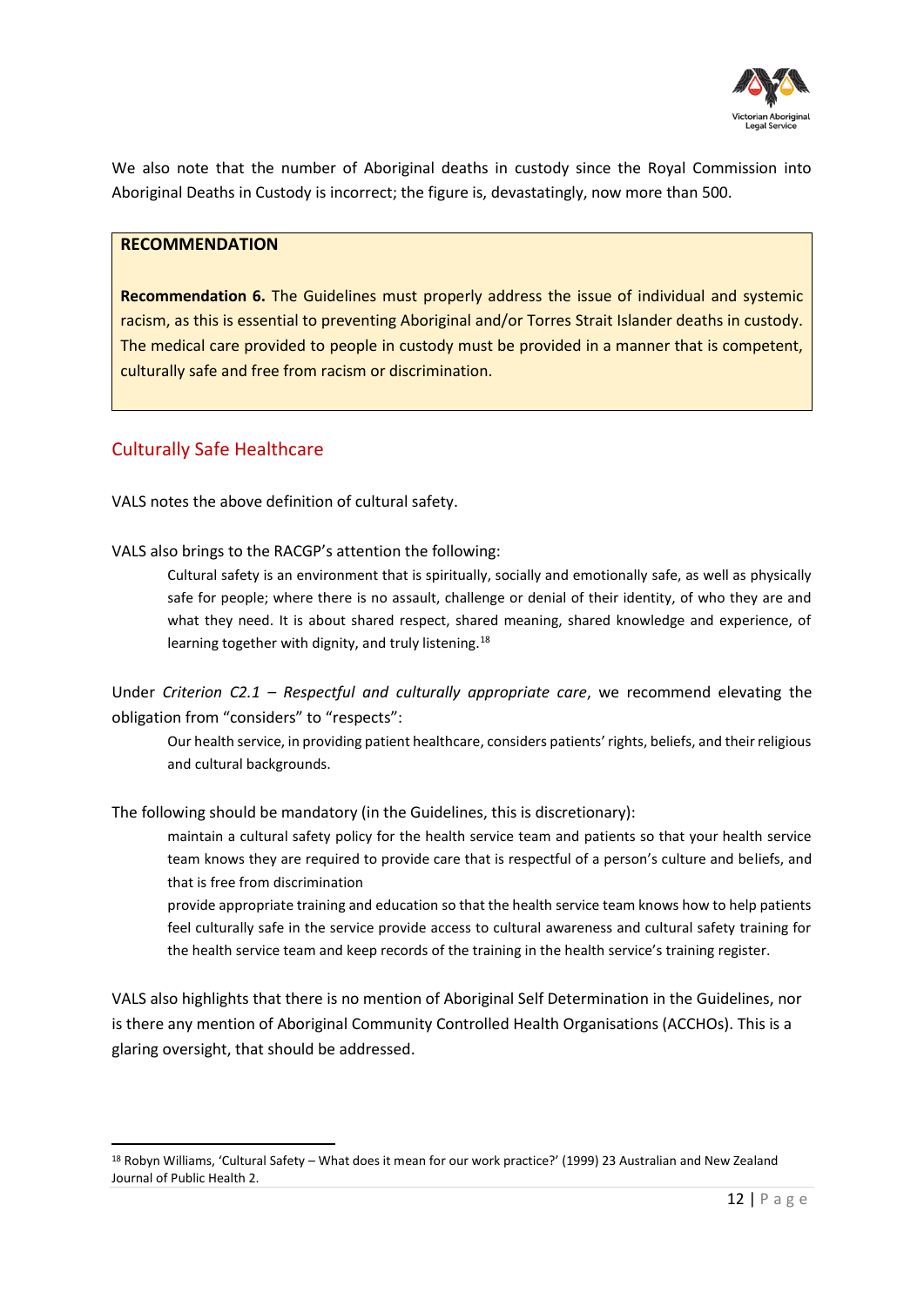We also note that the number of Aboriginal deaths in custody since the Royal Commission into Aboriginal Deaths in Custody is incorrect; the figure is, devastatingly, now more than 500.

> **RECOMMENDATION**
>
> **Recommendation 6.** The Guidelines must properly address the issue of individual and systemic racism, as this is essential to preventing Aboriginal and/or Torres Strait Islander deaths in custody. The medical care provided to people in custody must be provided in a manner that is competent, culturally safe and free from racism or discrimination.

## Culturally Safe Healthcare

VALS notes the above definition of cultural safety.

VALS also brings to the RACGP's attention the following:

> Cultural safety is an environment that is spiritually, socially and emotionally safe, as well as physically safe for people; where there is no assault, challenge or denial of their identity, of who they are and what they need. It is about shared respect, shared meaning, shared knowledge and experience, of learning together with dignity, and truly listening.[18]

Under *Criterion C2.1 – Respectful and culturally appropriate care*, we recommend elevating the obligation from "considers" to "respects":

> Our health service, in providing patient healthcare, considers patients' rights, beliefs, and their religious and cultural backgrounds.

The following should be mandatory (in the Guidelines, this is discretionary):

> maintain a cultural safety policy for the health service team and patients so that your health service team knows they are required to provide care that is respectful of a person's culture and beliefs, and that is free from discrimination
>
> provide appropriate training and education so that the health service team knows how to help patients feel culturally safe in the service provide access to cultural awareness and cultural safety training for the health service team and keep records of the training in the health service's training register.

VALS also highlights that there is no mention of Aboriginal Self Determination in the Guidelines, nor is there any mention of Aboriginal Community Controlled Health Organisations (ACCHOs). This is a glaring oversight, that should be addressed.

[18] Robyn Williams, 'Cultural Safety – What does it mean for our work practice?' (1999) 23 Australian and New Zealand Journal of Public Health 2.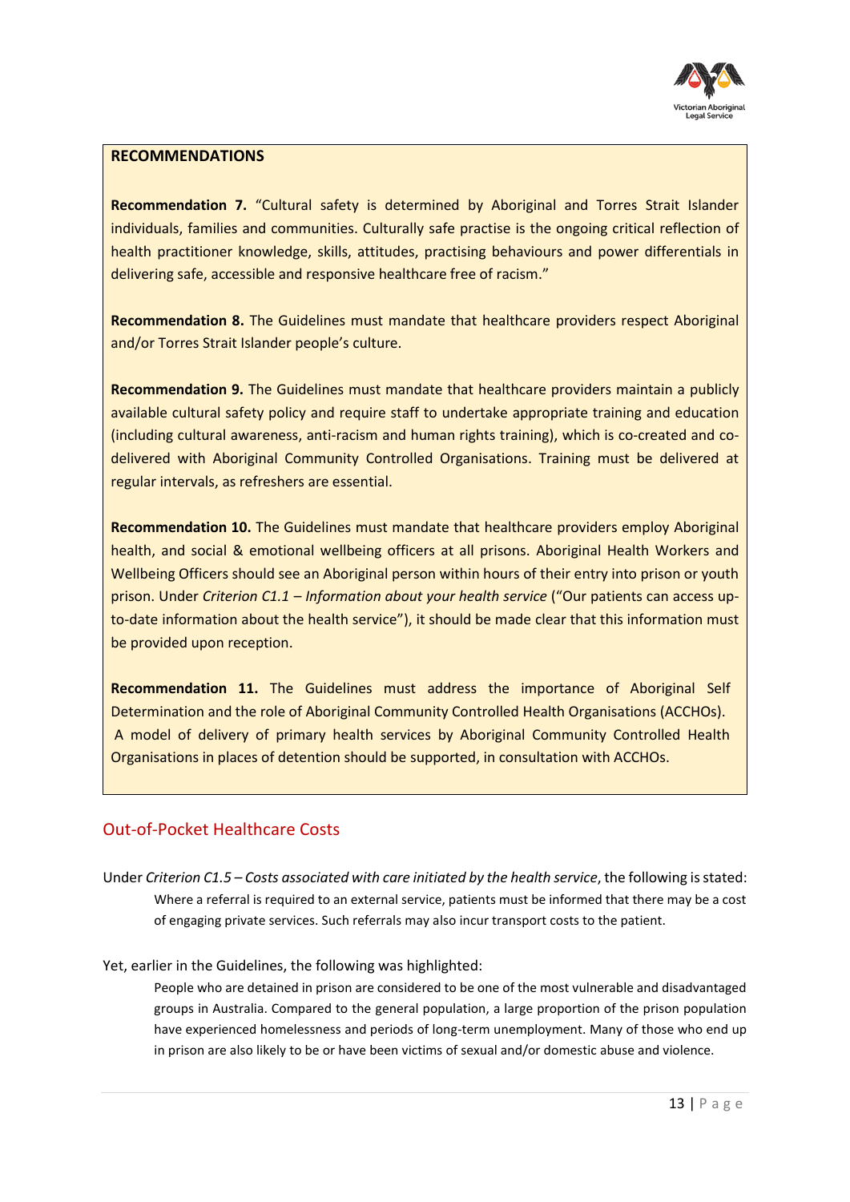**RECOMMENDATIONS**

**Recommendation 7.** "Cultural safety is determined by Aboriginal and Torres Strait Islander individuals, families and communities. Culturally safe practise is the ongoing critical reflection of health practitioner knowledge, skills, attitudes, practising behaviours and power differentials in delivering safe, accessible and responsive healthcare free of racism."

**Recommendation 8.** The Guidelines must mandate that healthcare providers respect Aboriginal and/or Torres Strait Islander people's culture.

**Recommendation 9.** The Guidelines must mandate that healthcare providers maintain a publicly available cultural safety policy and require staff to undertake appropriate training and education (including cultural awareness, anti-racism and human rights training), which is co-created and co-delivered with Aboriginal Community Controlled Organisations. Training must be delivered at regular intervals, as refreshers are essential.

**Recommendation 10.** The Guidelines must mandate that healthcare providers employ Aboriginal health, and social & emotional wellbeing officers at all prisons. Aboriginal Health Workers and Wellbeing Officers should see an Aboriginal person within hours of their entry into prison or youth prison. Under *Criterion C1.1 – Information about your health service* ("Our patients can access up-to-date information about the health service"), it should be made clear that this information must be provided upon reception.

**Recommendation 11.** The Guidelines must address the importance of Aboriginal Self Determination and the role of Aboriginal Community Controlled Health Organisations (ACCHOs). A model of delivery of primary health services by Aboriginal Community Controlled Health Organisations in places of detention should be supported, in consultation with ACCHOs.

## Out-of-Pocket Healthcare Costs

Under *Criterion C1.5 – Costs associated with care initiated by the health service*, the following is stated:

> Where a referral is required to an external service, patients must be informed that there may be a cost of engaging private services. Such referrals may also incur transport costs to the patient.

Yet, earlier in the Guidelines, the following was highlighted:

> People who are detained in prison are considered to be one of the most vulnerable and disadvantaged groups in Australia. Compared to the general population, a large proportion of the prison population have experienced homelessness and periods of long-term unemployment. Many of those who end up in prison are also likely to be or have been victims of sexual and/or domestic abuse and violence.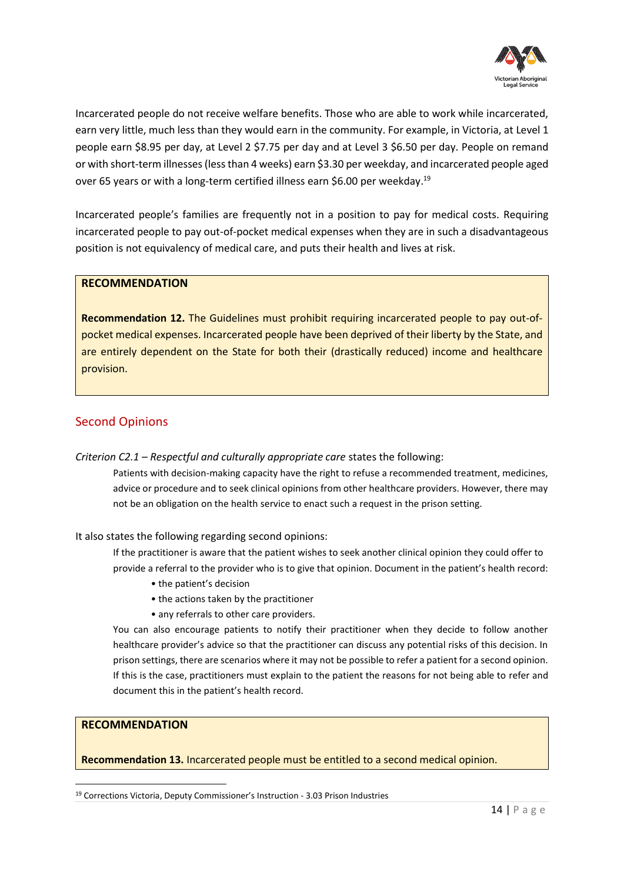Incarcerated people do not receive welfare benefits. Those who are able to work while incarcerated, earn very little, much less than they would earn in the community. For example, in Victoria, at Level 1 people earn $8.95 per day, at Level 2 $7.75 per day and at Level 3 $6.50 per day. People on remand or with short-term illnesses (less than 4 weeks) earn $3.30 per weekday, and incarcerated people aged over 65 years or with a long-term certified illness earn $6.00 per weekday.[19]

Incarcerated people's families are frequently not in a position to pay for medical costs. Requiring incarcerated people to pay out-of-pocket medical expenses when they are in such a disadvantageous position is not equivalency of medical care, and puts their health and lives at risk.

> **RECOMMENDATION**
>
> **Recommendation 12.** The Guidelines must prohibit requiring incarcerated people to pay out-of-pocket medical expenses. Incarcerated people have been deprived of their liberty by the State, and are entirely dependent on the State for both their (drastically reduced) income and healthcare provision.

## Second Opinions

*Criterion C2.1 – Respectful and culturally appropriate care* states the following:

> Patients with decision-making capacity have the right to refuse a recommended treatment, medicines, advice or procedure and to seek clinical opinions from other healthcare providers. However, there may not be an obligation on the health service to enact such a request in the prison setting.

It also states the following regarding second opinions:

> If the practitioner is aware that the patient wishes to seek another clinical opinion they could offer to provide a referral to the provider who is to give that opinion. Document in the patient's health record:
>
> - the patient's decision
> - the actions taken by the practitioner
> - any referrals to other care providers.
>
> You can also encourage patients to notify their practitioner when they decide to follow another healthcare provider's advice so that the practitioner can discuss any potential risks of this decision. In prison settings, there are scenarios where it may not be possible to refer a patient for a second opinion. If this is the case, practitioners must explain to the patient the reasons for not being able to refer and document this in the patient's health record.

> **RECOMMENDATION**
>
> **Recommendation 13.** Incarcerated people must be entitled to a second medical opinion.

[19] Corrections Victoria, Deputy Commissioner's Instruction - 3.03 Prison Industries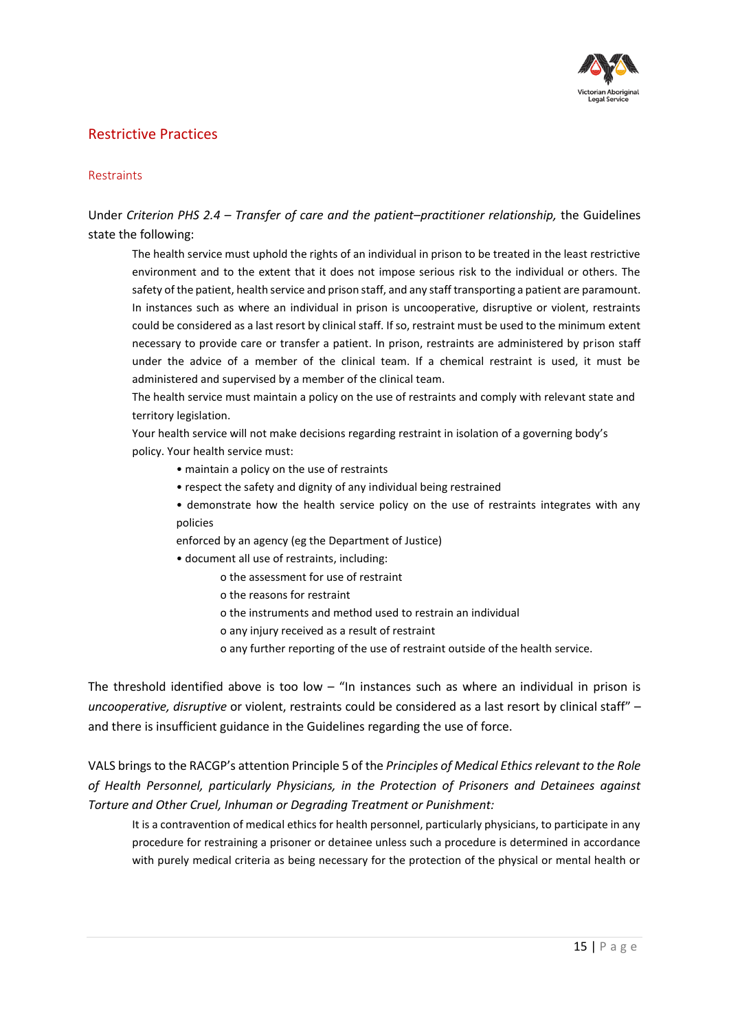## Restrictive Practices

### Restraints

Under *Criterion PHS 2.4 – Transfer of care and the patient–practitioner relationship,* the Guidelines state the following:

> The health service must uphold the rights of an individual in prison to be treated in the least restrictive environment and to the extent that it does not impose serious risk to the individual or others. The safety of the patient, health service and prison staff, and any staff transporting a patient are paramount. In instances such as where an individual in prison is uncooperative, disruptive or violent, restraints could be considered as a last resort by clinical staff. If so, restraint must be used to the minimum extent necessary to provide care or transfer a patient. In prison, restraints are administered by prison staff under the advice of a member of the clinical team. If a chemical restraint is used, it must be administered and supervised by a member of the clinical team.
>
> The health service must maintain a policy on the use of restraints and comply with relevant state and territory legislation.
>
> Your health service will not make decisions regarding restraint in isolation of a governing body's policy. Your health service must:
>
> - maintain a policy on the use of restraints
> - respect the safety and dignity of any individual being restrained
> - demonstrate how the health service policy on the use of restraints integrates with any policies enforced by an agency (eg the Department of Justice)
> - document all use of restraints, including:
>     - the assessment for use of restraint
>     - the reasons for restraint
>     - the instruments and method used to restrain an individual
>     - any injury received as a result of restraint
>     - any further reporting of the use of restraint outside of the health service.

The threshold identified above is too low – "In instances such as where an individual in prison is *uncooperative, disruptive* or violent, restraints could be considered as a last resort by clinical staff" – and there is insufficient guidance in the Guidelines regarding the use of force.

VALS brings to the RACGP's attention Principle 5 of the *Principles of Medical Ethics relevant to the Role of Health Personnel, particularly Physicians, in the Protection of Prisoners and Detainees against Torture and Other Cruel, Inhuman or Degrading Treatment or Punishment:*

> It is a contravention of medical ethics for health personnel, particularly physicians, to participate in any procedure for restraining a prisoner or detainee unless such a procedure is determined in accordance with purely medical criteria as being necessary for the protection of the physical or mental health or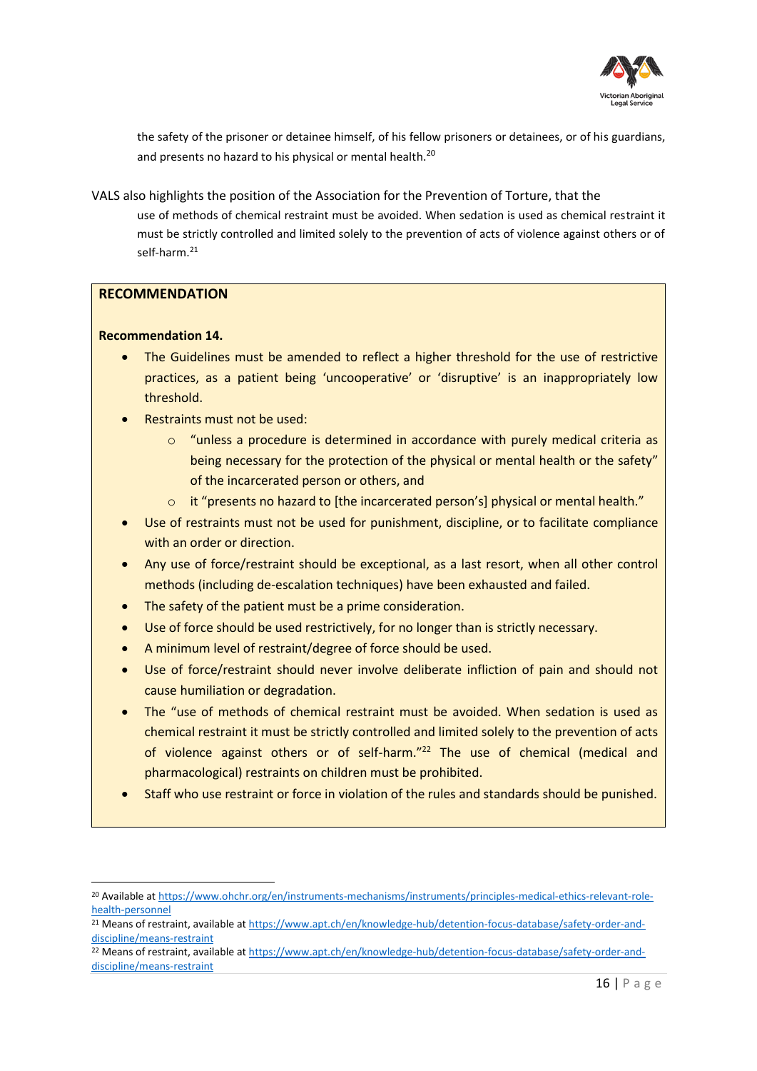> the safety of the prisoner or detainee himself, of his fellow prisoners or detainees, or of his guardians, and presents no hazard to his physical or mental health.[20]

VALS also highlights the position of the Association for the Prevention of Torture, that the

> use of methods of chemical restraint must be avoided. When sedation is used as chemical restraint it must be strictly controlled and limited solely to the prevention of acts of violence against others or of self-harm.[21]

**RECOMMENDATION**

**Recommendation 14.**

- The Guidelines must be amended to reflect a higher threshold for the use of restrictive practices, as a patient being 'uncooperative' or 'disruptive' is an inappropriately low threshold.
- Restraints must not be used:
  - "unless a procedure is determined in accordance with purely medical criteria as being necessary for the protection of the physical or mental health or the safety" of the incarcerated person or others, and
  - it "presents no hazard to [the incarcerated person's] physical or mental health."
- Use of restraints must not be used for punishment, discipline, or to facilitate compliance with an order or direction.
- Any use of force/restraint should be exceptional, as a last resort, when all other control methods (including de-escalation techniques) have been exhausted and failed.
- The safety of the patient must be a prime consideration.
- Use of force should be used restrictively, for no longer than is strictly necessary.
- A minimum level of restraint/degree of force should be used.
- Use of force/restraint should never involve deliberate infliction of pain and should not cause humiliation or degradation.
- The "use of methods of chemical restraint must be avoided. When sedation is used as chemical restraint it must be strictly controlled and limited solely to the prevention of acts of violence against others or of self-harm."[22] The use of chemical (medical and pharmacological) restraints on children must be prohibited.
- Staff who use restraint or force in violation of the rules and standards should be punished.

---

[20] Available at https://www.ohchr.org/en/instruments-mechanisms/instruments/principles-medical-ethics-relevant-role-health-personnel

[21] Means of restraint, available at https://www.apt.ch/en/knowledge-hub/detention-focus-database/safety-order-and-discipline/means-restraint

[22] Means of restraint, available at https://www.apt.ch/en/knowledge-hub/detention-focus-database/safety-order-and-discipline/means-restraint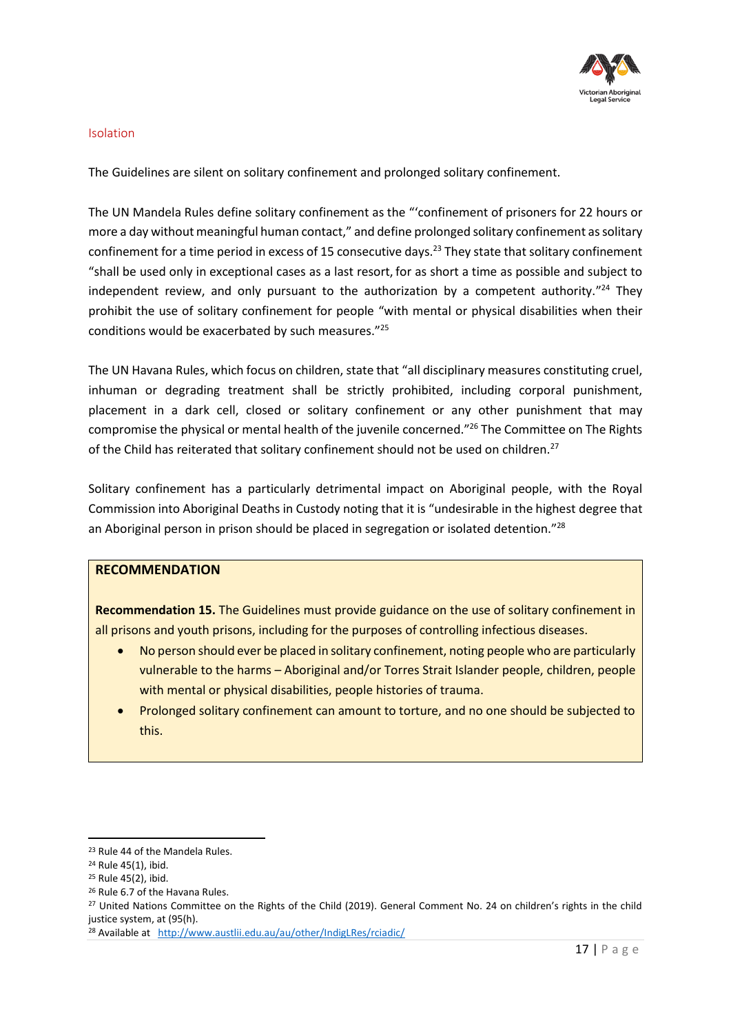## Isolation

The Guidelines are silent on solitary confinement and prolonged solitary confinement.

The UN Mandela Rules define solitary confinement as the "'confinement of prisoners for 22 hours or more a day without meaningful human contact," and define prolonged solitary confinement as solitary confinement for a time period in excess of 15 consecutive days.[23] They state that solitary confinement "shall be used only in exceptional cases as a last resort, for as short a time as possible and subject to independent review, and only pursuant to the authorization by a competent authority."[24] They prohibit the use of solitary confinement for people "with mental or physical disabilities when their conditions would be exacerbated by such measures."[25]

The UN Havana Rules, which focus on children, state that "all disciplinary measures constituting cruel, inhuman or degrading treatment shall be strictly prohibited, including corporal punishment, placement in a dark cell, closed or solitary confinement or any other punishment that may compromise the physical or mental health of the juvenile concerned."[26] The Committee on The Rights of the Child has reiterated that solitary confinement should not be used on children.[27]

Solitary confinement has a particularly detrimental impact on Aboriginal people, with the Royal Commission into Aboriginal Deaths in Custody noting that it is "undesirable in the highest degree that an Aboriginal person in prison should be placed in segregation or isolated detention."[28]

**RECOMMENDATION**

**Recommendation 15.** The Guidelines must provide guidance on the use of solitary confinement in all prisons and youth prisons, including for the purposes of controlling infectious diseases.

- No person should ever be placed in solitary confinement, noting people who are particularly vulnerable to the harms – Aboriginal and/or Torres Strait Islander people, children, people with mental or physical disabilities, people histories of trauma.
- Prolonged solitary confinement can amount to torture, and no one should be subjected to this.

---

[23] Rule 44 of the Mandela Rules.

[24] Rule 45(1), ibid.

[25] Rule 45(2), ibid.

[26] Rule 6.7 of the Havana Rules.

[27] United Nations Committee on the Rights of the Child (2019). General Comment No. 24 on children's rights in the child justice system, at (95(h).

[28] Available at http://www.austlii.edu.au/au/other/IndigLRes/rciadic/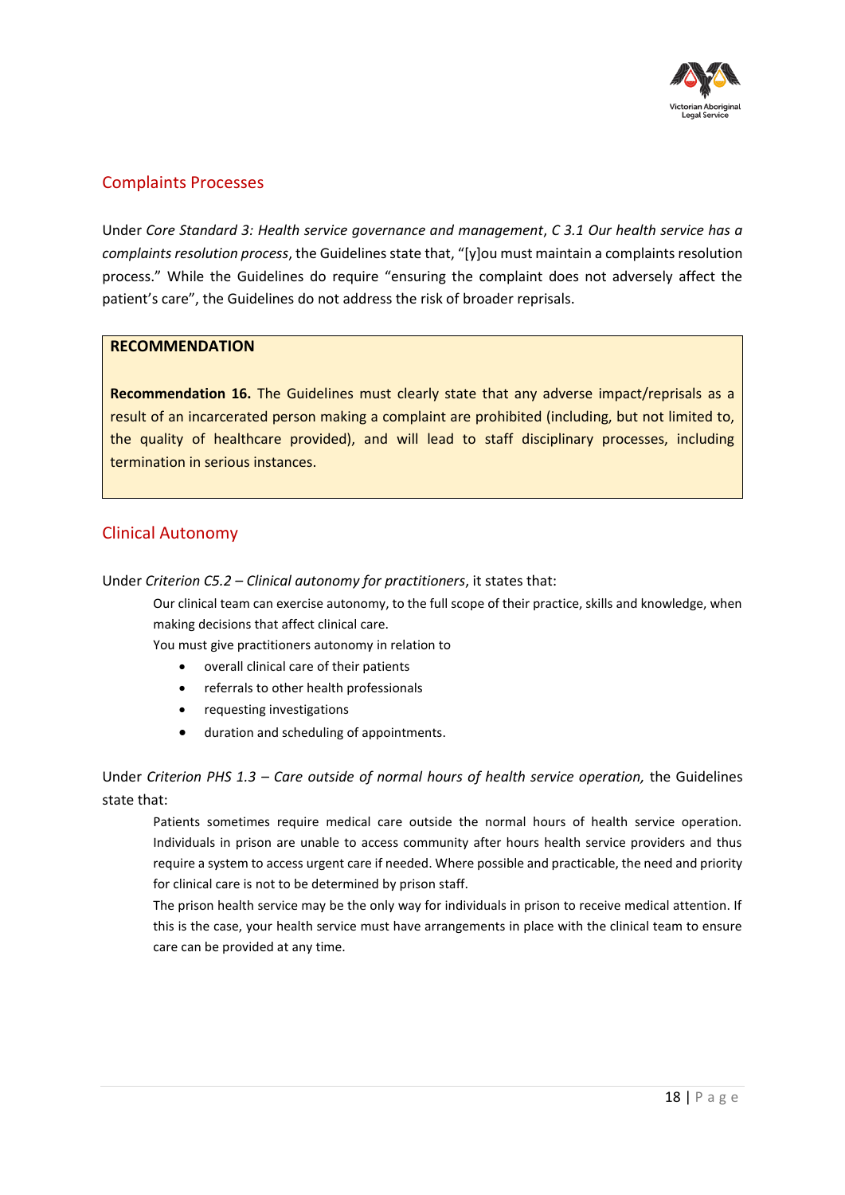## Complaints Processes

Under *Core Standard 3: Health service governance and management*, *C 3.1 Our health service has a complaints resolution process*, the Guidelines state that, "[y]ou must maintain a complaints resolution process." While the Guidelines do require "ensuring the complaint does not adversely affect the patient's care", the Guidelines do not address the risk of broader reprisals.

> **RECOMMENDATION**
>
> **Recommendation 16.** The Guidelines must clearly state that any adverse impact/reprisals as a result of an incarcerated person making a complaint are prohibited (including, but not limited to, the quality of healthcare provided), and will lead to staff disciplinary processes, including termination in serious instances.

## Clinical Autonomy

Under *Criterion C5.2 – Clinical autonomy for practitioners*, it states that:

> Our clinical team can exercise autonomy, to the full scope of their practice, skills and knowledge, when making decisions that affect clinical care.
>
> You must give practitioners autonomy in relation to
>
> - overall clinical care of their patients
> - referrals to other health professionals
> - requesting investigations
> - duration and scheduling of appointments.

Under *Criterion PHS 1.3 – Care outside of normal hours of health service operation,* the Guidelines state that:

> Patients sometimes require medical care outside the normal hours of health service operation. Individuals in prison are unable to access community after hours health service providers and thus require a system to access urgent care if needed. Where possible and practicable, the need and priority for clinical care is not to be determined by prison staff.
>
> The prison health service may be the only way for individuals in prison to receive medical attention. If this is the case, your health service must have arrangements in place with the clinical team to ensure care can be provided at any time.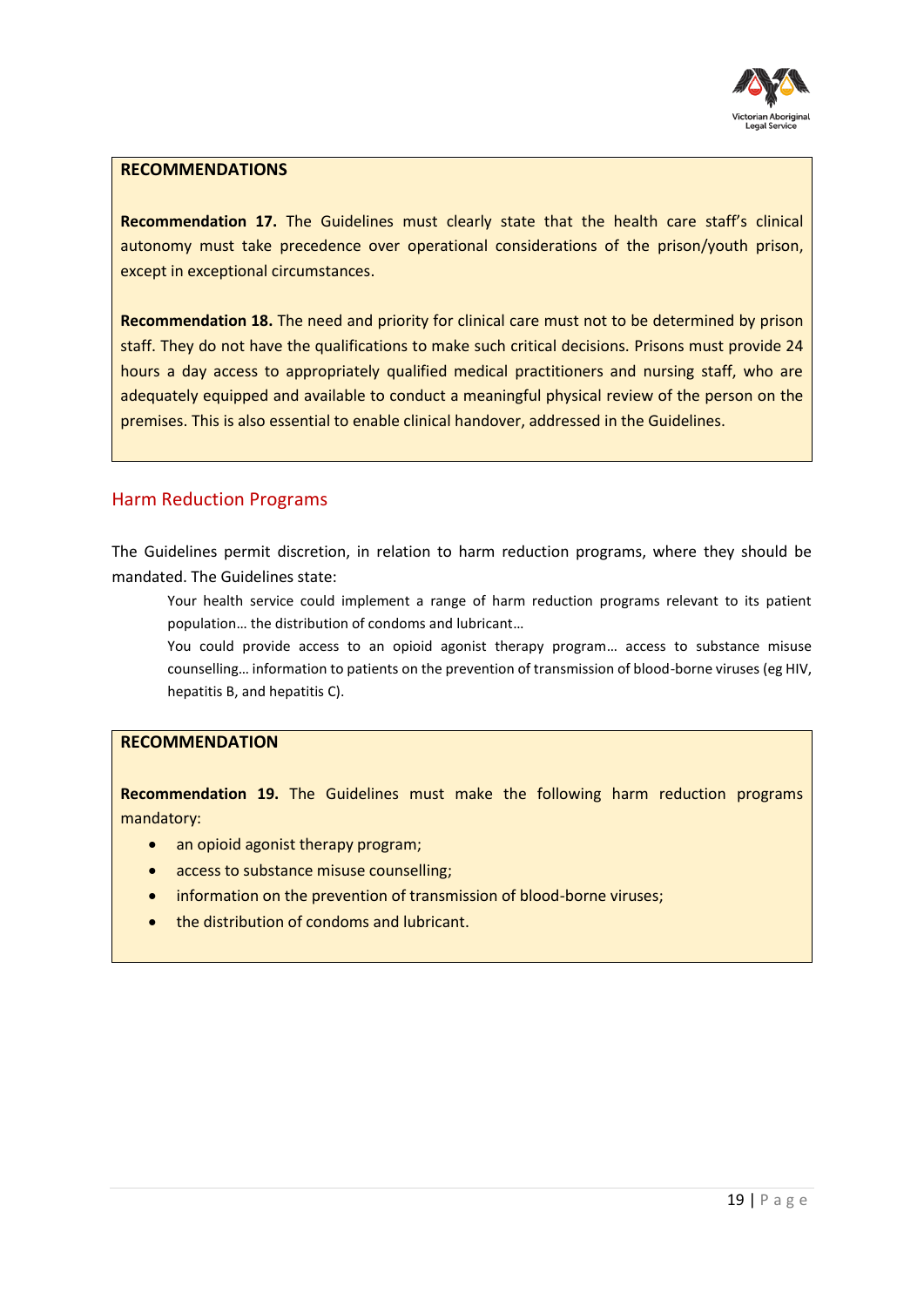**RECOMMENDATIONS**

**Recommendation 17.** The Guidelines must clearly state that the health care staff's clinical autonomy must take precedence over operational considerations of the prison/youth prison, except in exceptional circumstances.

**Recommendation 18.** The need and priority for clinical care must not to be determined by prison staff. They do not have the qualifications to make such critical decisions. Prisons must provide 24 hours a day access to appropriately qualified medical practitioners and nursing staff, who are adequately equipped and available to conduct a meaningful physical review of the person on the premises. This is also essential to enable clinical handover, addressed in the Guidelines.

## Harm Reduction Programs

The Guidelines permit discretion, in relation to harm reduction programs, where they should be mandated. The Guidelines state:

> Your health service could implement a range of harm reduction programs relevant to its patient population… the distribution of condoms and lubricant…
>
> You could provide access to an opioid agonist therapy program… access to substance misuse counselling… information to patients on the prevention of transmission of blood-borne viruses (eg HIV, hepatitis B, and hepatitis C).

**RECOMMENDATION**

**Recommendation 19.** The Guidelines must make the following harm reduction programs mandatory:

- an opioid agonist therapy program;
- access to substance misuse counselling;
- information on the prevention of transmission of blood-borne viruses;
- the distribution of condoms and lubricant.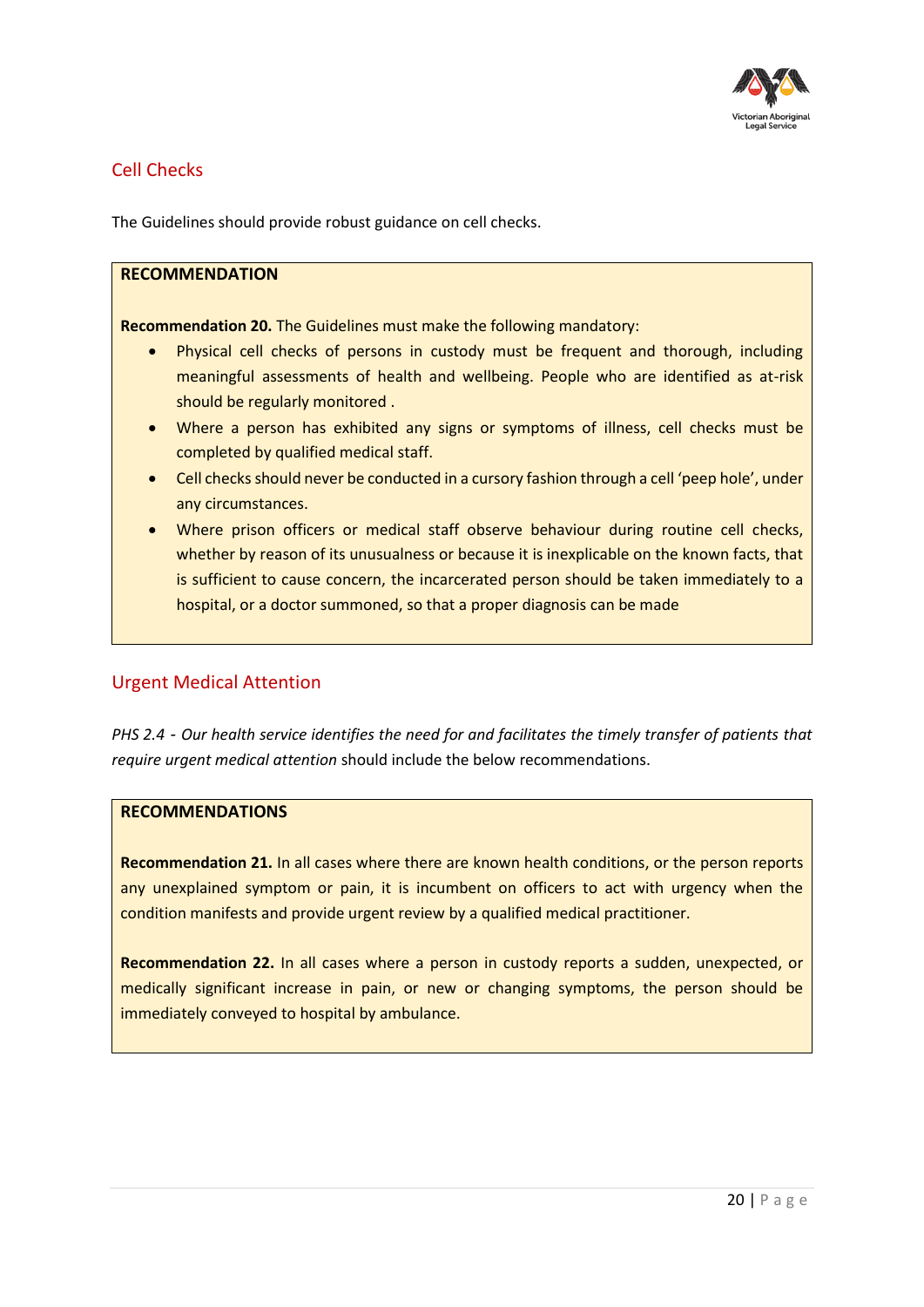## Cell Checks

The Guidelines should provide robust guidance on cell checks.

**RECOMMENDATION**

**Recommendation 20.** The Guidelines must make the following mandatory:

- Physical cell checks of persons in custody must be frequent and thorough, including meaningful assessments of health and wellbeing. People who are identified as at-risk should be regularly monitored .
- Where a person has exhibited any signs or symptoms of illness, cell checks must be completed by qualified medical staff.
- Cell checks should never be conducted in a cursory fashion through a cell 'peep hole', under any circumstances.
- Where prison officers or medical staff observe behaviour during routine cell checks, whether by reason of its unusualness or because it is inexplicable on the known facts, that is sufficient to cause concern, the incarcerated person should be taken immediately to a hospital, or a doctor summoned, so that a proper diagnosis can be made

## Urgent Medical Attention

*PHS 2.4 - Our health service identifies the need for and facilitates the timely transfer of patients that require urgent medical attention* should include the below recommendations.

**RECOMMENDATIONS**

**Recommendation 21.** In all cases where there are known health conditions, or the person reports any unexplained symptom or pain, it is incumbent on officers to act with urgency when the condition manifests and provide urgent review by a qualified medical practitioner.

**Recommendation 22.** In all cases where a person in custody reports a sudden, unexpected, or medically significant increase in pain, or new or changing symptoms, the person should be immediately conveyed to hospital by ambulance.